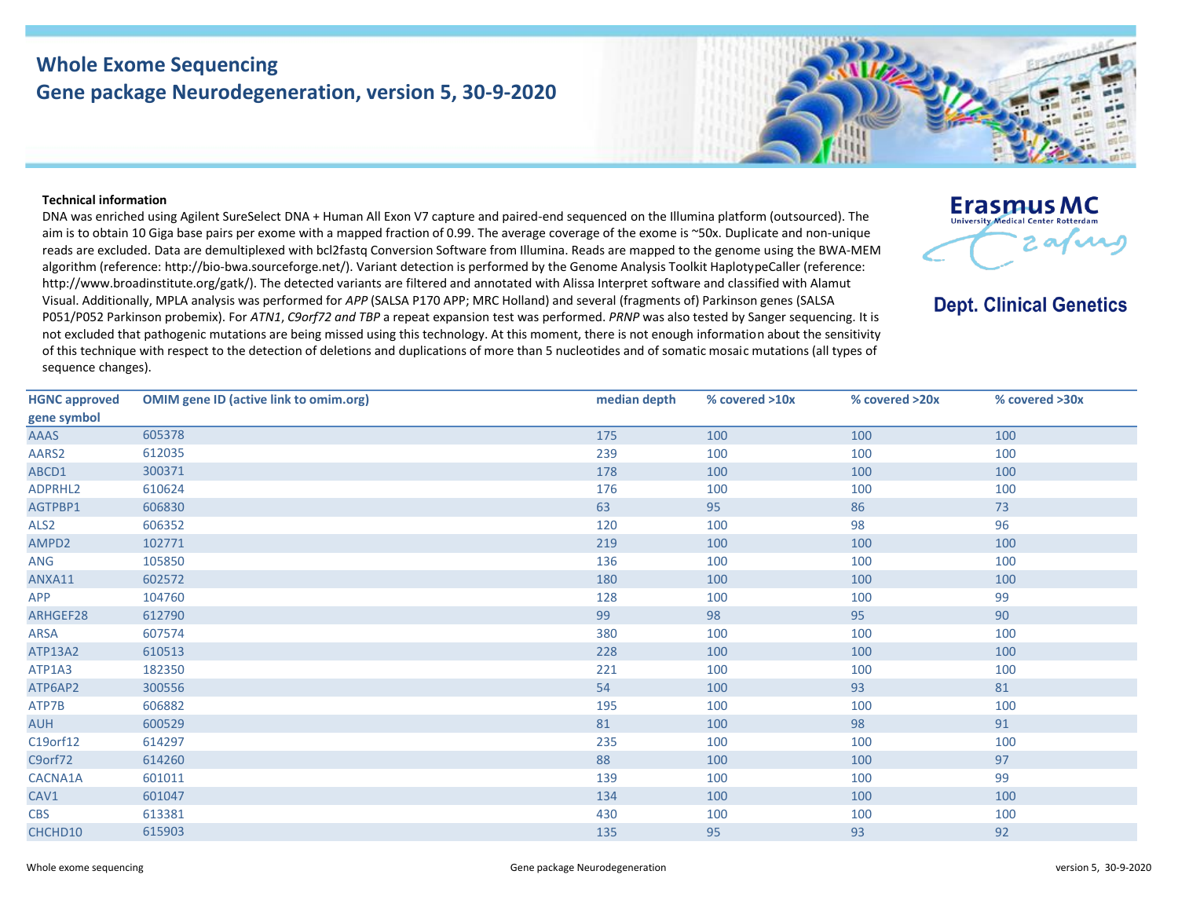# Whole Exome Sequencing

## Gene package Neurodegeneration, version 5, 30-9-2020

Erasmus MC
University Medical Center Rotterdam

**Dept. Clinical Genetics**

**Technical information**

DNA was enriched using Agilent SureSelect DNA + Human All Exon V7 capture and paired-end sequenced on the Illumina platform (outsourced). The aim is to obtain 10 Giga base pairs per exome with a mapped fraction of 0.99. The average coverage of the exome is ~50x. Duplicate and non-unique reads are excluded. Data are demultiplexed with bcl2fastq Conversion Software from Illumina. Reads are mapped to the genome using the BWA-MEM algorithm (reference: http://bio-bwa.sourceforge.net/). Variant detection is performed by the Genome Analysis Toolkit HaplotypeCaller (reference: http://www.broadinstitute.org/gatk/). The detected variants are filtered and annotated with Alissa Interpret software and classified with Alamut Visual. Additionally, MPLA analysis was performed for *APP* (SALSA P170 APP; MRC Holland) and several (fragments of) Parkinson genes (SALSA P051/P052 Parkinson probemix). For *ATN1*, *C9orf72 and TBP* a repeat expansion test was performed. *PRNP* was also tested by Sanger sequencing. It is not excluded that pathogenic mutations are being missed using this technology. At this moment, there is not enough information about the sensitivity of this technique with respect to the detection of deletions and duplications of more than 5 nucleotides and of somatic mosaic mutations (all types of sequence changes).

| HGNC approved gene symbol | OMIM gene ID (active link to omim.org) | median depth | % covered >10x | % covered >20x | % covered >30x |
|---|---|---|---|---|---|
| AAAS | 605378 | 175 | 100 | 100 | 100 |
| AARS2 | 612035 | 239 | 100 | 100 | 100 |
| ABCD1 | 300371 | 178 | 100 | 100 | 100 |
| ADPRHL2 | 610624 | 176 | 100 | 100 | 100 |
| AGTPBP1 | 606830 | 63 | 95 | 86 | 73 |
| ALS2 | 606352 | 120 | 100 | 98 | 96 |
| AMPD2 | 102771 | 219 | 100 | 100 | 100 |
| ANG | 105850 | 136 | 100 | 100 | 100 |
| ANXA11 | 602572 | 180 | 100 | 100 | 100 |
| APP | 104760 | 128 | 100 | 100 | 99 |
| ARHGEF28 | 612790 | 99 | 98 | 95 | 90 |
| ARSA | 607574 | 380 | 100 | 100 | 100 |
| ATP13A2 | 610513 | 228 | 100 | 100 | 100 |
| ATP1A3 | 182350 | 221 | 100 | 100 | 100 |
| ATP6AP2 | 300556 | 54 | 100 | 93 | 81 |
| ATP7B | 606882 | 195 | 100 | 100 | 100 |
| AUH | 600529 | 81 | 100 | 98 | 91 |
| C19orf12 | 614297 | 235 | 100 | 100 | 100 |
| C9orf72 | 614260 | 88 | 100 | 100 | 97 |
| CACNA1A | 601011 | 139 | 100 | 100 | 99 |
| CAV1 | 601047 | 134 | 100 | 100 | 100 |
| CBS | 613381 | 430 | 100 | 100 | 100 |
| CHCHD10 | 615903 | 135 | 95 | 93 | 92 |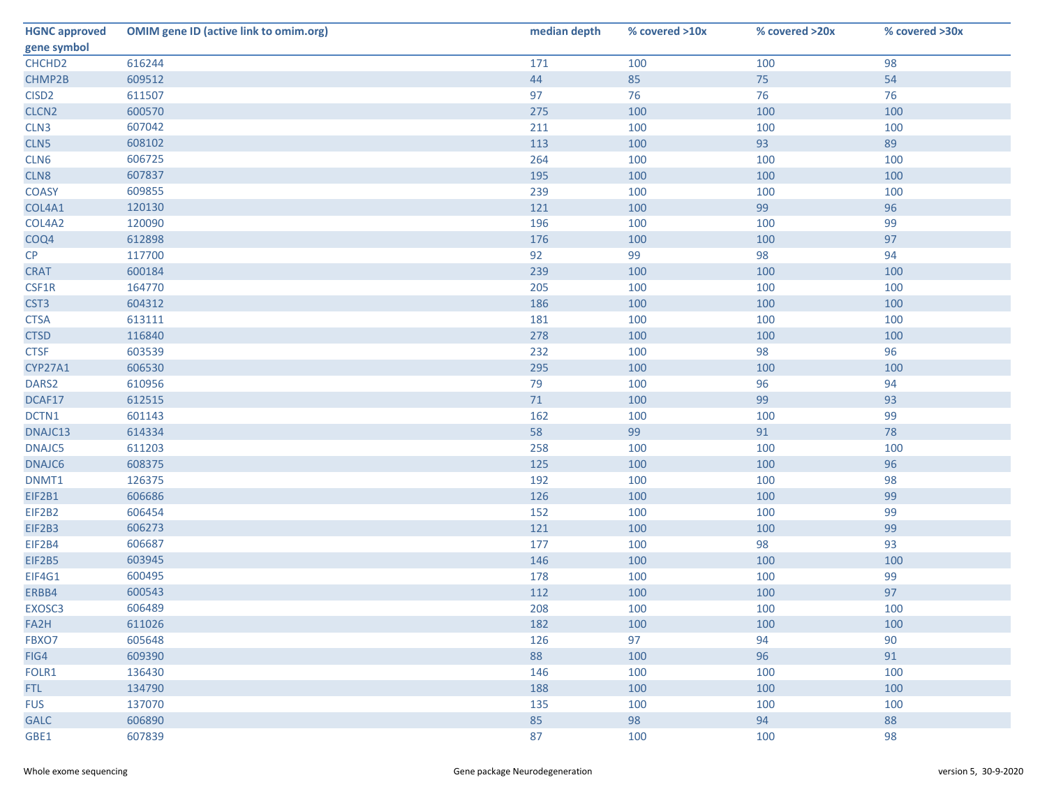| HGNC approved gene symbol | OMIM gene ID (active link to omim.org) | median depth | % covered >10x | % covered >20x | % covered >30x |
|---|---|---|---|---|---|
| CHCHD2 | 616244 | 171 | 100 | 100 | 98 |
| CHMP2B | 609512 | 44 | 85 | 75 | 54 |
| CISD2 | 611507 | 97 | 76 | 76 | 76 |
| CLCN2 | 600570 | 275 | 100 | 100 | 100 |
| CLN3 | 607042 | 211 | 100 | 100 | 100 |
| CLN5 | 608102 | 113 | 100 | 93 | 89 |
| CLN6 | 606725 | 264 | 100 | 100 | 100 |
| CLN8 | 607837 | 195 | 100 | 100 | 100 |
| COASY | 609855 | 239 | 100 | 100 | 100 |
| COL4A1 | 120130 | 121 | 100 | 99 | 96 |
| COL4A2 | 120090 | 196 | 100 | 100 | 99 |
| COQ4 | 612898 | 176 | 100 | 100 | 97 |
| CP | 117700 | 92 | 99 | 98 | 94 |
| CRAT | 600184 | 239 | 100 | 100 | 100 |
| CSF1R | 164770 | 205 | 100 | 100 | 100 |
| CST3 | 604312 | 186 | 100 | 100 | 100 |
| CTSA | 613111 | 181 | 100 | 100 | 100 |
| CTSD | 116840 | 278 | 100 | 100 | 100 |
| CTSF | 603539 | 232 | 100 | 98 | 96 |
| CYP27A1 | 606530 | 295 | 100 | 100 | 100 |
| DARS2 | 610956 | 79 | 100 | 96 | 94 |
| DCAF17 | 612515 | 71 | 100 | 99 | 93 |
| DCTN1 | 601143 | 162 | 100 | 100 | 99 |
| DNAJC13 | 614334 | 58 | 99 | 91 | 78 |
| DNAJC5 | 611203 | 258 | 100 | 100 | 100 |
| DNAJC6 | 608375 | 125 | 100 | 100 | 96 |
| DNMT1 | 126375 | 192 | 100 | 100 | 98 |
| EIF2B1 | 606686 | 126 | 100 | 100 | 99 |
| EIF2B2 | 606454 | 152 | 100 | 100 | 99 |
| EIF2B3 | 606273 | 121 | 100 | 100 | 99 |
| EIF2B4 | 606687 | 177 | 100 | 98 | 93 |
| EIF2B5 | 603945 | 146 | 100 | 100 | 100 |
| EIF4G1 | 600495 | 178 | 100 | 100 | 99 |
| ERBB4 | 600543 | 112 | 100 | 100 | 97 |
| EXOSC3 | 606489 | 208 | 100 | 100 | 100 |
| FA2H | 611026 | 182 | 100 | 100 | 100 |
| FBXO7 | 605648 | 126 | 97 | 94 | 90 |
| FIG4 | 609390 | 88 | 100 | 96 | 91 |
| FOLR1 | 136430 | 146 | 100 | 100 | 100 |
| FTL | 134790 | 188 | 100 | 100 | 100 |
| FUS | 137070 | 135 | 100 | 100 | 100 |
| GALC | 606890 | 85 | 98 | 94 | 88 |
| GBE1 | 607839 | 87 | 100 | 100 | 98 |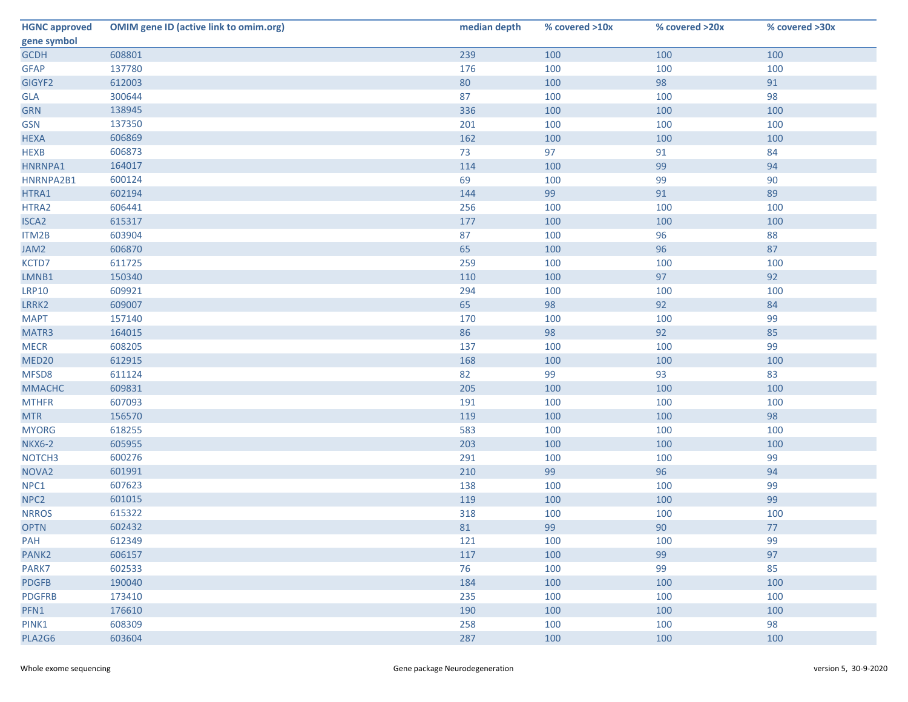| HGNC approved gene symbol | OMIM gene ID (active link to omim.org) | median depth | % covered >10x | % covered >20x | % covered >30x |
|---|---|---|---|---|---|
| GCDH | 608801 | 239 | 100 | 100 | 100 |
| GFAP | 137780 | 176 | 100 | 100 | 100 |
| GIGYF2 | 612003 | 80 | 100 | 98 | 91 |
| GLA | 300644 | 87 | 100 | 100 | 98 |
| GRN | 138945 | 336 | 100 | 100 | 100 |
| GSN | 137350 | 201 | 100 | 100 | 100 |
| HEXA | 606869 | 162 | 100 | 100 | 100 |
| HEXB | 606873 | 73 | 97 | 91 | 84 |
| HNRNPA1 | 164017 | 114 | 100 | 99 | 94 |
| HNRNPA2B1 | 600124 | 69 | 100 | 99 | 90 |
| HTRA1 | 602194 | 144 | 99 | 91 | 89 |
| HTRA2 | 606441 | 256 | 100 | 100 | 100 |
| ISCA2 | 615317 | 177 | 100 | 100 | 100 |
| ITM2B | 603904 | 87 | 100 | 96 | 88 |
| JAM2 | 606870 | 65 | 100 | 96 | 87 |
| KCTD7 | 611725 | 259 | 100 | 100 | 100 |
| LMNB1 | 150340 | 110 | 100 | 97 | 92 |
| LRP10 | 609921 | 294 | 100 | 100 | 100 |
| LRRK2 | 609007 | 65 | 98 | 92 | 84 |
| MAPT | 157140 | 170 | 100 | 100 | 99 |
| MATR3 | 164015 | 86 | 98 | 92 | 85 |
| MECR | 608205 | 137 | 100 | 100 | 99 |
| MED20 | 612915 | 168 | 100 | 100 | 100 |
| MFSD8 | 611124 | 82 | 99 | 93 | 83 |
| MMACHC | 609831 | 205 | 100 | 100 | 100 |
| MTHFR | 607093 | 191 | 100 | 100 | 100 |
| MTR | 156570 | 119 | 100 | 100 | 98 |
| MYORG | 618255 | 583 | 100 | 100 | 100 |
| NKX6-2 | 605955 | 203 | 100 | 100 | 100 |
| NOTCH3 | 600276 | 291 | 100 | 100 | 99 |
| NOVA2 | 601991 | 210 | 99 | 96 | 94 |
| NPC1 | 607623 | 138 | 100 | 100 | 99 |
| NPC2 | 601015 | 119 | 100 | 100 | 99 |
| NRROS | 615322 | 318 | 100 | 100 | 100 |
| OPTN | 602432 | 81 | 99 | 90 | 77 |
| PAH | 612349 | 121 | 100 | 100 | 99 |
| PANK2 | 606157 | 117 | 100 | 99 | 97 |
| PARK7 | 602533 | 76 | 100 | 99 | 85 |
| PDGFB | 190040 | 184 | 100 | 100 | 100 |
| PDGFRB | 173410 | 235 | 100 | 100 | 100 |
| PFN1 | 176610 | 190 | 100 | 100 | 100 |
| PINK1 | 608309 | 258 | 100 | 100 | 98 |
| PLA2G6 | 603604 | 287 | 100 | 100 | 100 |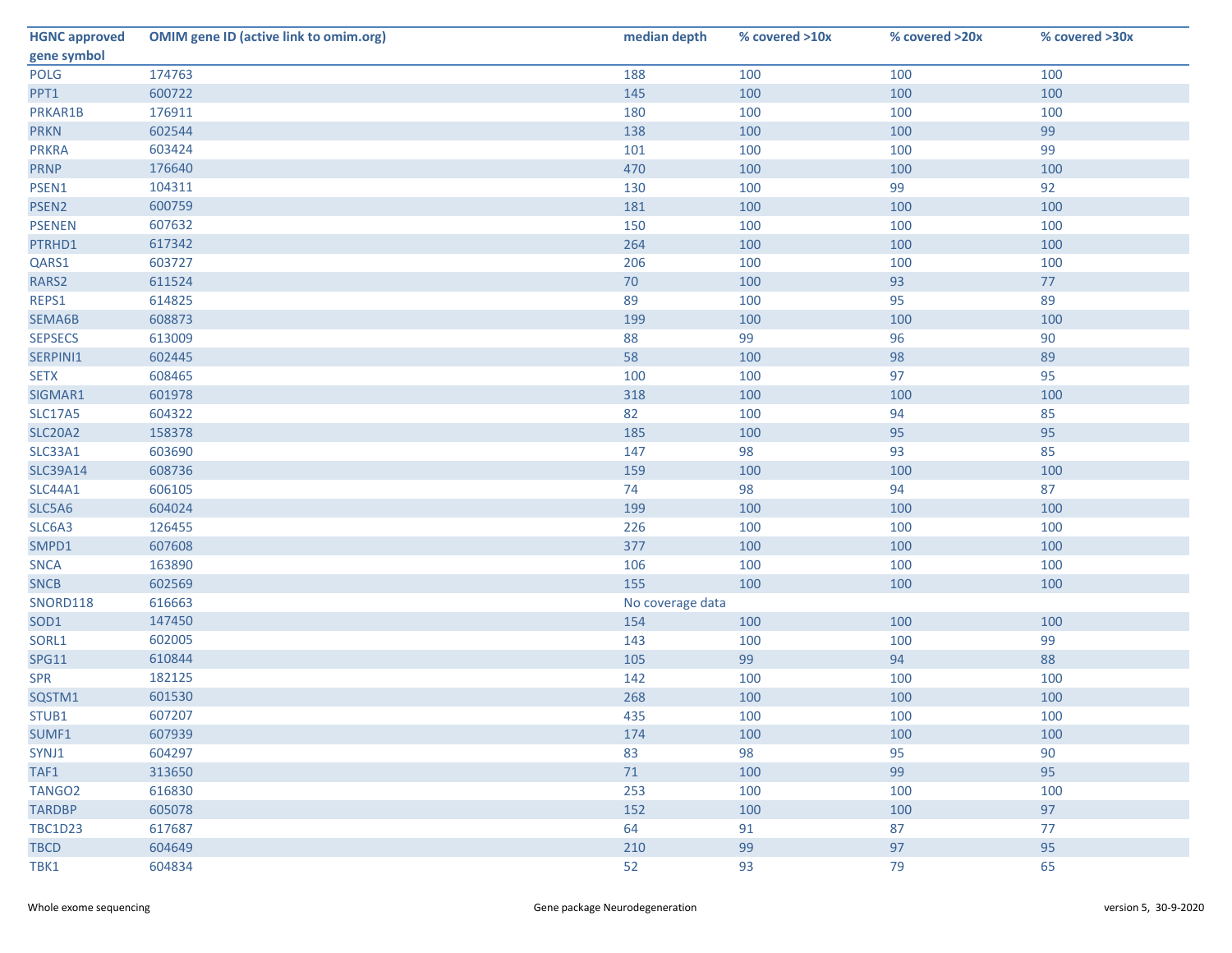| HGNC approved gene symbol | OMIM gene ID (active link to omim.org) | median depth | % covered >10x | % covered >20x | % covered >30x |
|---|---|---|---|---|---|
| POLG | 174763 | 188 | 100 | 100 | 100 |
| PPT1 | 600722 | 145 | 100 | 100 | 100 |
| PRKAR1B | 176911 | 180 | 100 | 100 | 100 |
| PRKN | 602544 | 138 | 100 | 100 | 99 |
| PRKRA | 603424 | 101 | 100 | 100 | 99 |
| PRNP | 176640 | 470 | 100 | 100 | 100 |
| PSEN1 | 104311 | 130 | 100 | 99 | 92 |
| PSEN2 | 600759 | 181 | 100 | 100 | 100 |
| PSENEN | 607632 | 150 | 100 | 100 | 100 |
| PTRHD1 | 617342 | 264 | 100 | 100 | 100 |
| QARS1 | 603727 | 206 | 100 | 100 | 100 |
| RARS2 | 611524 | 70 | 100 | 93 | 77 |
| REPS1 | 614825 | 89 | 100 | 95 | 89 |
| SEMA6B | 608873 | 199 | 100 | 100 | 100 |
| SEPSECS | 613009 | 88 | 99 | 96 | 90 |
| SERPINI1 | 602445 | 58 | 100 | 98 | 89 |
| SETX | 608465 | 100 | 100 | 97 | 95 |
| SIGMAR1 | 601978 | 318 | 100 | 100 | 100 |
| SLC17A5 | 604322 | 82 | 100 | 94 | 85 |
| SLC20A2 | 158378 | 185 | 100 | 95 | 95 |
| SLC33A1 | 603690 | 147 | 98 | 93 | 85 |
| SLC39A14 | 608736 | 159 | 100 | 100 | 100 |
| SLC44A1 | 606105 | 74 | 98 | 94 | 87 |
| SLC5A6 | 604024 | 199 | 100 | 100 | 100 |
| SLC6A3 | 126455 | 226 | 100 | 100 | 100 |
| SMPD1 | 607608 | 377 | 100 | 100 | 100 |
| SNCA | 163890 | 106 | 100 | 100 | 100 |
| SNCB | 602569 | 155 | 100 | 100 | 100 |
| SNORD118 | 616663 | No coverage data | | | |
| SOD1 | 147450 | 154 | 100 | 100 | 100 |
| SORL1 | 602005 | 143 | 100 | 100 | 99 |
| SPG11 | 610844 | 105 | 99 | 94 | 88 |
| SPR | 182125 | 142 | 100 | 100 | 100 |
| SQSTM1 | 601530 | 268 | 100 | 100 | 100 |
| STUB1 | 607207 | 435 | 100 | 100 | 100 |
| SUMF1 | 607939 | 174 | 100 | 100 | 100 |
| SYNJ1 | 604297 | 83 | 98 | 95 | 90 |
| TAF1 | 313650 | 71 | 100 | 99 | 95 |
| TANGO2 | 616830 | 253 | 100 | 100 | 100 |
| TARDBP | 605078 | 152 | 100 | 100 | 97 |
| TBC1D23 | 617687 | 64 | 91 | 87 | 77 |
| TBCD | 604649 | 210 | 99 | 97 | 95 |
| TBK1 | 604834 | 52 | 93 | 79 | 65 |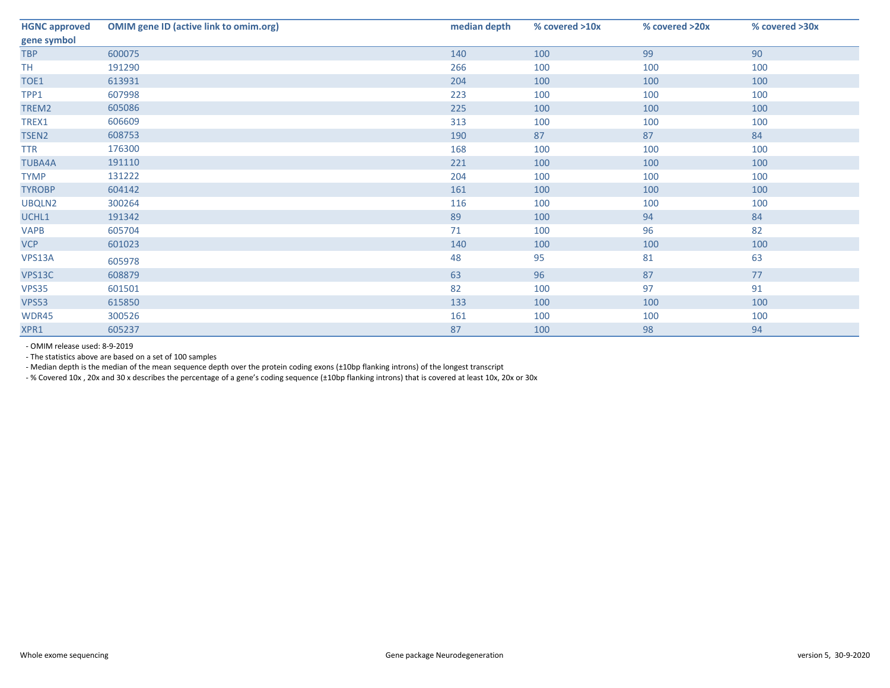| HGNC approved gene symbol | OMIM gene ID (active link to omim.org) | median depth | % covered >10x | % covered >20x | % covered >30x |
|---|---|---|---|---|---|
| TBP | 600075 | 140 | 100 | 99 | 90 |
| TH | 191290 | 266 | 100 | 100 | 100 |
| TOE1 | 613931 | 204 | 100 | 100 | 100 |
| TPP1 | 607998 | 223 | 100 | 100 | 100 |
| TREM2 | 605086 | 225 | 100 | 100 | 100 |
| TREX1 | 606609 | 313 | 100 | 100 | 100 |
| TSEN2 | 608753 | 190 | 87 | 87 | 84 |
| TTR | 176300 | 168 | 100 | 100 | 100 |
| TUBA4A | 191110 | 221 | 100 | 100 | 100 |
| TYMP | 131222 | 204 | 100 | 100 | 100 |
| TYROBP | 604142 | 161 | 100 | 100 | 100 |
| UBQLN2 | 300264 | 116 | 100 | 100 | 100 |
| UCHL1 | 191342 | 89 | 100 | 94 | 84 |
| VAPB | 605704 | 71 | 100 | 96 | 82 |
| VCP | 601023 | 140 | 100 | 100 | 100 |
| VPS13A | 605978 | 48 | 95 | 81 | 63 |
| VPS13C | 608879 | 63 | 96 | 87 | 77 |
| VPS35 | 601501 | 82 | 100 | 97 | 91 |
| VPS53 | 615850 | 133 | 100 | 100 | 100 |
| WDR45 | 300526 | 161 | 100 | 100 | 100 |
| XPR1 | 605237 | 87 | 100 | 98 | 94 |

- OMIM release used: 8-9-2019
- The statistics above are based on a set of 100 samples
- Median depth is the median of the mean sequence depth over the protein coding exons (±10bp flanking introns) of the longest transcript
- % Covered 10x , 20x and 30 x describes the percentage of a gene's coding sequence (±10bp flanking introns) that is covered at least 10x, 20x or 30x